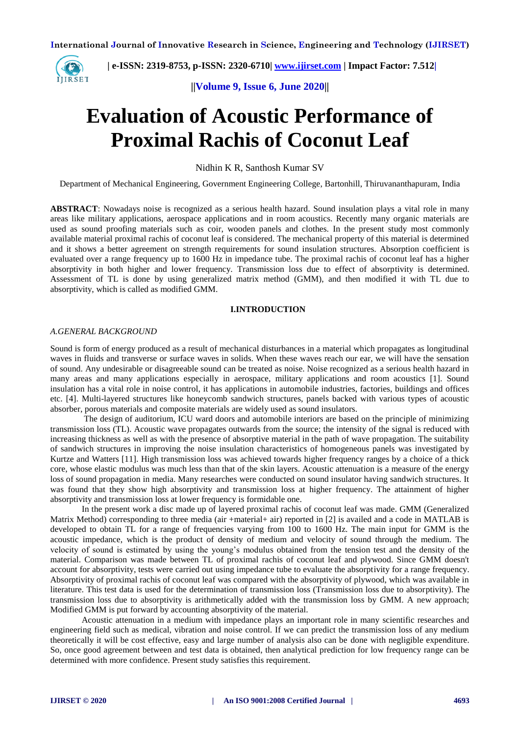# Evaluation of Acoustic Performance of Proximal Rachis of Coconut Leaf

Nidhin K R, Santhosh Kumar SV

Department of Mechanical Engineering, Government Engineering College, Bartonhill, Thiruvananthapuram, India

**ABSTRACT**: Nowadays noise is recognized as a serious health hazard. Sound insulation plays a vital role in many areas like military applications, aerospace applications and in room acoustics. Recently many organic materials are used as sound proofing materials such as coir, wooden panels and clothes. In the present study most commonly available material proximal rachis of coconut leaf is considered. The mechanical property of this material is determined and it shows a better agreement on strength requirements for sound insulation structures. Absorption coefficient is evaluated over a range frequency up to 1600 Hz in impedance tube. The proximal rachis of coconut leaf has a higher absorptivity in both higher and lower frequency. Transmission loss due to effect of absorptivity is determined. Assessment of TL is done by using generalized matrix method (GMM), and then modified it with TL due to absorptivity, which is called as modified GMM.

## I.INTRODUCTION

### *A.GENERAL BACKGROUND*

Sound is form of energy produced as a result of mechanical disturbances in a material which propagates as longitudinal waves in fluids and transverse or surface waves in solids. When these waves reach our ear, we will have the sensation of sound. Any undesirable or disagreeable sound can be treated as noise. Noise recognized as a serious health hazard in many areas and many applications especially in aerospace, military applications and room acoustics [1]. Sound insulation has a vital role in noise control, it has applications in automobile industries, factories, buildings and offices etc. [4]. Multi-layered structures like honeycomb sandwich structures, panels backed with various types of acoustic absorber, porous materials and composite materials are widely used as sound insulators.

The design of auditorium, ICU ward doors and automobile interiors are based on the principle of minimizing transmission loss (TL). Acoustic wave propagates outwards from the source; the intensity of the signal is reduced with increasing thickness as well as with the presence of absorptive material in the path of wave propagation. The suitability of sandwich structures in improving the noise insulation characteristics of homogeneous panels was investigated by Kurtze and Watters [11]. High transmission loss was achieved towards higher frequency ranges by a choice of a thick core, whose elastic modulus was much less than that of the skin layers. Acoustic attenuation is a measure of the energy loss of sound propagation in media. Many researches were conducted on sound insulator having sandwich structures. It was found that they show high absorptivity and transmission loss at higher frequency. The attainment of higher absorptivity and transmission loss at lower frequency is formidable one.

In the present work a disc made up of layered proximal rachis of coconut leaf was made. GMM (Generalized Matrix Method) corresponding to three media (air +material+ air) reported in [2] is availed and a code in MATLAB is developed to obtain TL for a range of frequencies varying from 100 to 1600 Hz. The main input for GMM is the acoustic impedance, which is the product of density of medium and velocity of sound through the medium. The velocity of sound is estimated by using the young's modulus obtained from the tension test and the density of the material. Comparison was made between TL of proximal rachis of coconut leaf and plywood. Since GMM doesn't account for absorptivity, tests were carried out using impedance tube to evaluate the absorptivity for a range frequency. Absorptivity of proximal rachis of coconut leaf was compared with the absorptivity of plywood, which was available in literature. This test data is used for the determination of transmission loss (Transmission loss due to absorptivity). The transmission loss due to absorptivity is arithmetically added with the transmission loss by GMM. A new approach; Modified GMM is put forward by accounting absorptivity of the material.

Acoustic attenuation in a medium with impedance plays an important role in many scientific researches and engineering field such as medical, vibration and noise control. If we can predict the transmission loss of any medium theoretically it will be cost effective, easy and large number of analysis also can be done with negligible expenditure. So, once good agreement between and test data is obtained, then analytical prediction for low frequency range can be determined with more confidence. Present study satisfies this requirement.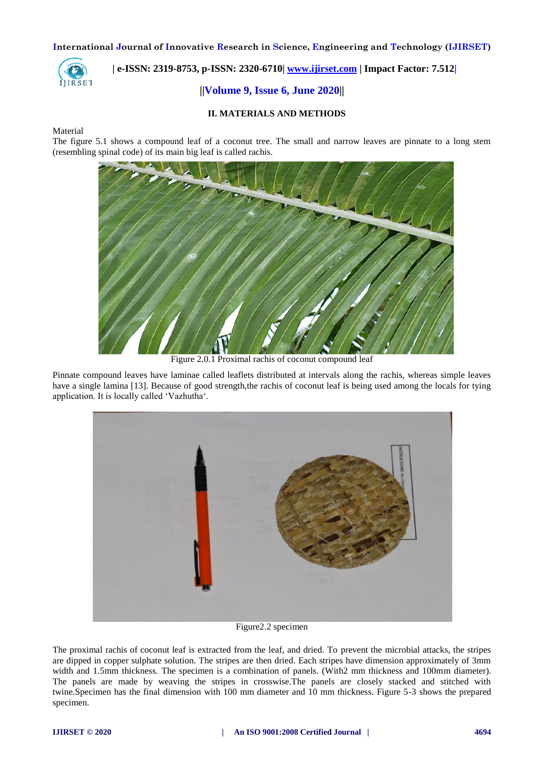## II. MATERIALS AND METHODS

Material

The figure 5.1 shows a compound leaf of a coconut tree. The small and narrow leaves are pinnate to a long stem (resembling spinal code) of its main big leaf is called rachis.

Figure 2.0.1 Proximal rachis of coconut compound leaf

Pinnate compound leaves have laminae called leaflets distributed at intervals along the rachis, whereas simple leaves have a single lamina [13]. Because of good strength,the rachis of coconut leaf is being used among the locals for tying application. It is locally called 'Vazhutha'.

Figure2.2 specimen

The proximal rachis of coconut leaf is extracted from the leaf, and dried. To prevent the microbial attacks, the stripes are dipped in copper sulphate solution. The stripes are then dried. Each stripes have dimension approximately of 3mm width and 1.5mm thickness. The specimen is a combination of panels. (With2 mm thickness and 100mm diameter). The panels are made by weaving the stripes in crosswise.The panels are closely stacked and stitched with twine.Specimen has the final dimension with 100 mm diameter and 10 mm thickness. Figure 5-3 shows the prepared specimen.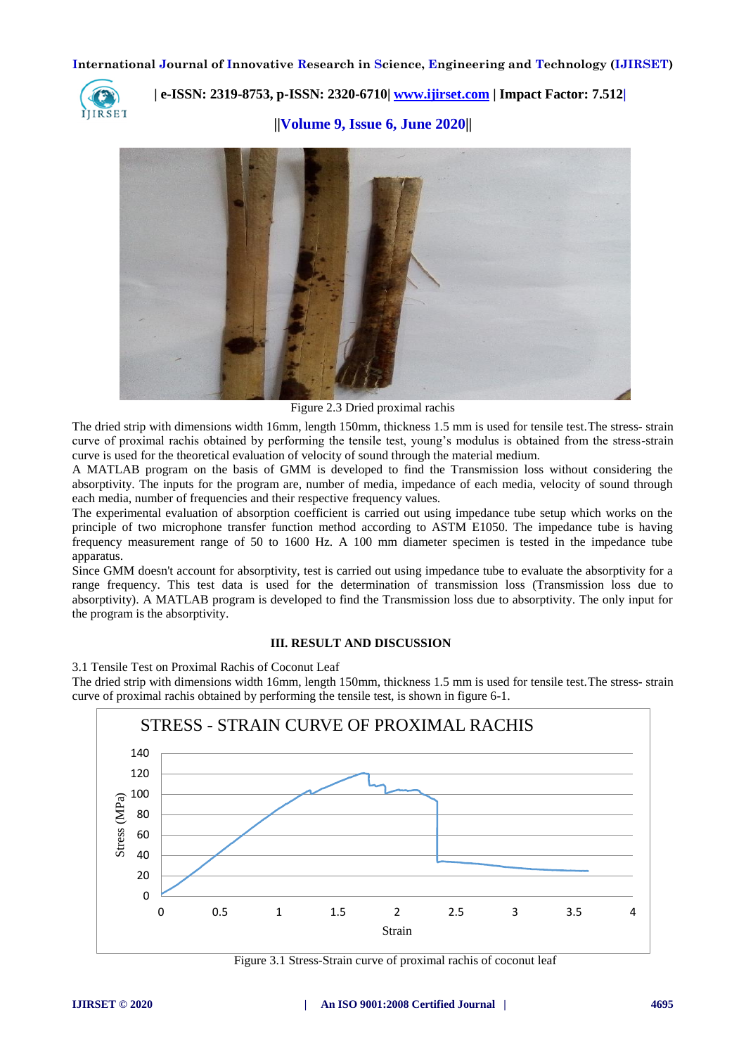Figure 2.3 Dried proximal rachis

The dried strip with dimensions width 16mm, length 150mm, thickness 1.5 mm is used for tensile test.The stress- strain curve of proximal rachis obtained by performing the tensile test, young's modulus is obtained from the stress-strain curve is used for the theoretical evaluation of velocity of sound through the material medium.

A MATLAB program on the basis of GMM is developed to find the Transmission loss without considering the absorptivity. The inputs for the program are, number of media, impedance of each media, velocity of sound through each media, number of frequencies and their respective frequency values.

The experimental evaluation of absorption coefficient is carried out using impedance tube setup which works on the principle of two microphone transfer function method according to ASTM E1050. The impedance tube is having frequency measurement range of 50 to 1600 Hz. A 100 mm diameter specimen is tested in the impedance tube apparatus.

Since GMM doesn't account for absorptivity, test is carried out using impedance tube to evaluate the absorptivity for a range frequency. This test data is used for the determination of transmission loss (Transmission loss due to absorptivity). A MATLAB program is developed to find the Transmission loss due to absorptivity. The only input for the program is the absorptivity.

## III. RESULT AND DISCUSSION

### 3.1 Tensile Test on Proximal Rachis of Coconut Leaf

The dried strip with dimensions width 16mm, length 150mm, thickness 1.5 mm is used for tensile test.The stress- strain curve of proximal rachis obtained by performing the tensile test, is shown in figure 6-1.

Figure 3.1 Stress-Strain curve of proximal rachis of coconut leaf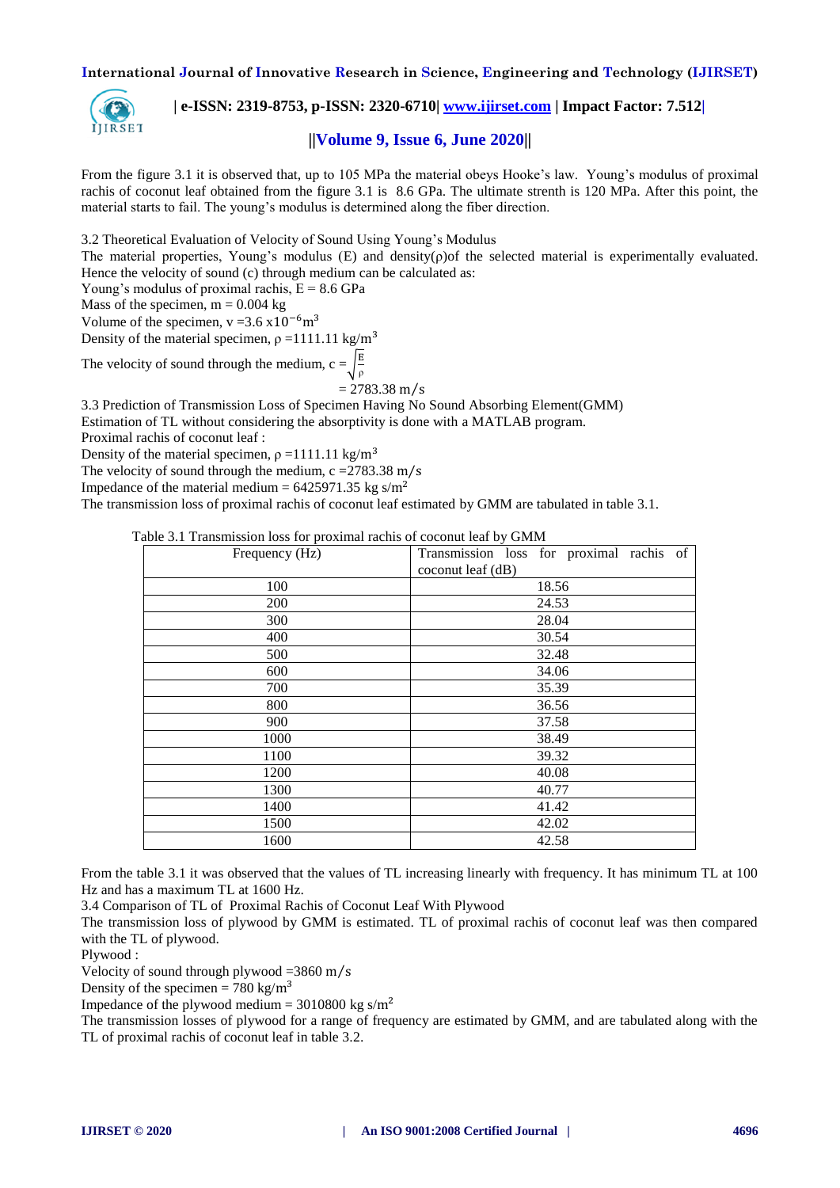From the figure 3.1 it is observed that, up to 105 MPa the material obeys Hooke's law. Young's modulus of proximal rachis of coconut leaf obtained from the figure 3.1 is 8.6 GPa. The ultimate strenth is 120 MPa. After this point, the material starts to fail. The young's modulus is determined along the fiber direction.

3.2 Theoretical Evaluation of Velocity of Sound Using Young's Modulus

The material properties, Young's modulus (E) and density(ρ)of the selected material is experimentally evaluated. Hence the velocity of sound (c) through medium can be calculated as:

Young's modulus of proximal rachis, E = 8.6 GPa

Mass of the specimen, m = 0.004 kg

Volume of the specimen, v =3.6 x$10^{-6}$m$^3$

Density of the material specimen, ρ =1111.11 kg/m$^3$

The velocity of sound through the medium, $c = \sqrt{\frac{E}{\rho}}$

$$= 2783.38 \text{ m/s}$$

3.3 Prediction of Transmission Loss of Specimen Having No Sound Absorbing Element(GMM)

Estimation of TL without considering the absorptivity is done with a MATLAB program.

Proximal rachis of coconut leaf :

Density of the material specimen, ρ =1111.11 kg/m$^3$

The velocity of sound through the medium, c =2783.38 m/s

Impedance of the material medium = 6425971.35 kg s/m$^2$

The transmission loss of proximal rachis of coconut leaf estimated by GMM are tabulated in table 3.1.

Table 3.1 Transmission loss for proximal rachis of coconut leaf by GMM

| Frequency (Hz) | Transmission loss for proximal rachis of coconut leaf (dB) |
|---|---|
| 100 | 18.56 |
| 200 | 24.53 |
| 300 | 28.04 |
| 400 | 30.54 |
| 500 | 32.48 |
| 600 | 34.06 |
| 700 | 35.39 |
| 800 | 36.56 |
| 900 | 37.58 |
| 1000 | 38.49 |
| 1100 | 39.32 |
| 1200 | 40.08 |
| 1300 | 40.77 |
| 1400 | 41.42 |
| 1500 | 42.02 |
| 1600 | 42.58 |

From the table 3.1 it was observed that the values of TL increasing linearly with frequency. It has minimum TL at 100 Hz and has a maximum TL at 1600 Hz.

3.4 Comparison of TL of Proximal Rachis of Coconut Leaf With Plywood

The transmission loss of plywood by GMM is estimated. TL of proximal rachis of coconut leaf was then compared with the TL of plywood.

Plywood :

Velocity of sound through plywood =3860 m/s

Density of the specimen = 780 kg/m$^3$

Impedance of the plywood medium = 3010800 kg s/m$^2$

The transmission losses of plywood for a range of frequency are estimated by GMM, and are tabulated along with the TL of proximal rachis of coconut leaf in table 3.2.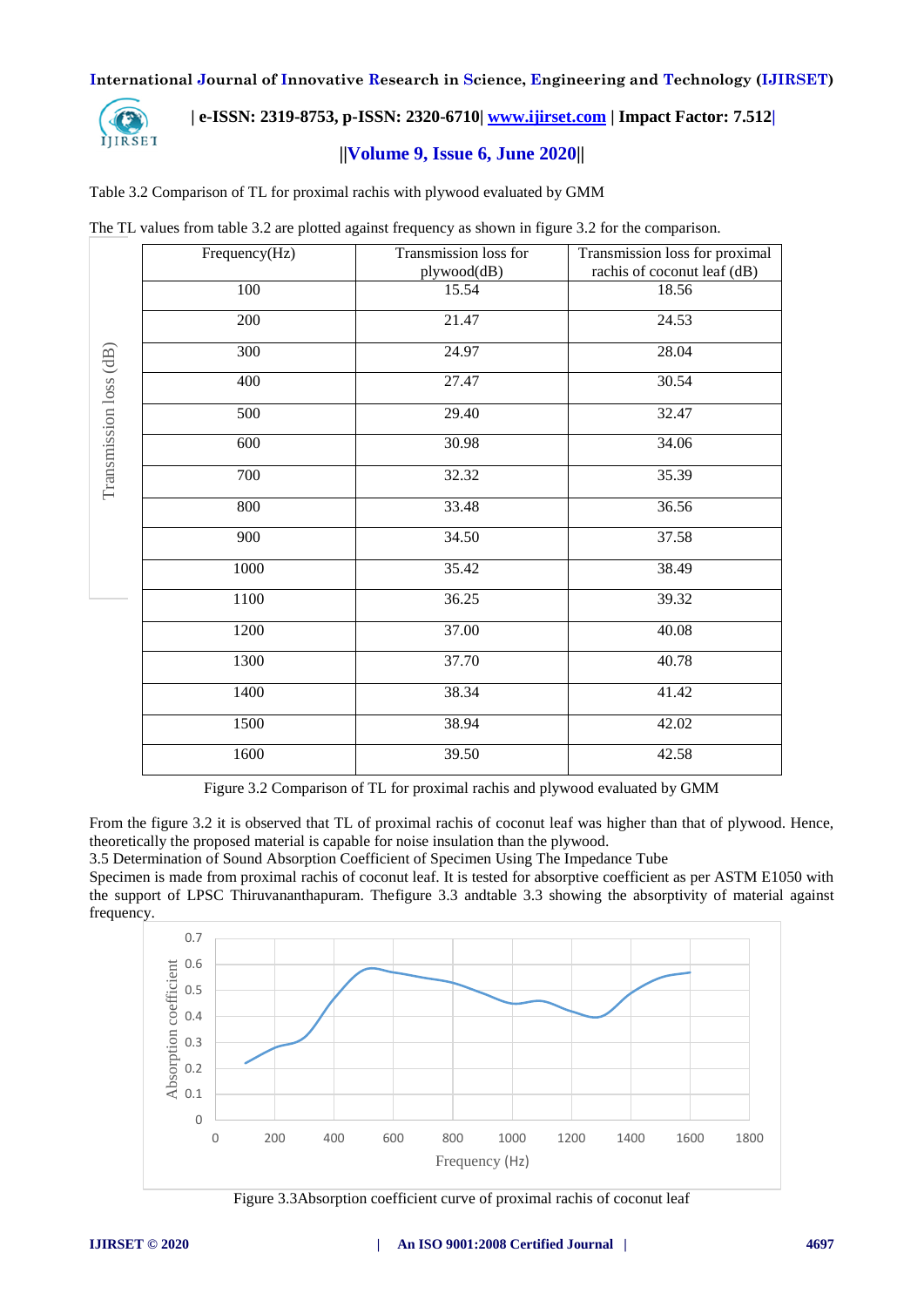Table 3.2 Comparison of TL for proximal rachis with plywood evaluated by GMM

The TL values from table 3.2 are plotted against frequency as shown in figure 3.2 for the comparison.

| Frequency(Hz) | Transmission loss for plywood(dB) | Transmission loss for proximal rachis of coconut leaf (dB) |
|---|---|---|
| 100 | 15.54 | 18.56 |
| 200 | 21.47 | 24.53 |
| 300 | 24.97 | 28.04 |
| 400 | 27.47 | 30.54 |
| 500 | 29.40 | 32.47 |
| 600 | 30.98 | 34.06 |
| 700 | 32.32 | 35.39 |
| 800 | 33.48 | 36.56 |
| 900 | 34.50 | 37.58 |
| 1000 | 35.42 | 38.49 |
| 1100 | 36.25 | 39.32 |
| 1200 | 37.00 | 40.08 |
| 1300 | 37.70 | 40.78 |
| 1400 | 38.34 | 41.42 |
| 1500 | 38.94 | 42.02 |
| 1600 | 39.50 | 42.58 |

Figure 3.2 Comparison of TL for proximal rachis and plywood evaluated by GMM

From the figure 3.2 it is observed that TL of proximal rachis of coconut leaf was higher than that of plywood. Hence, theoretically the proposed material is capable for noise insulation than the plywood.

3.5 Determination of Sound Absorption Coefficient of Specimen Using The Impedance Tube

Specimen is made from proximal rachis of coconut leaf. It is tested for absorptive coefficient as per ASTM E1050 with the support of LPSC Thiruvananthapuram. Thefigure 3.3 andtable 3.3 showing the absorptivity of material against frequency.

Figure 3.3Absorption coefficient curve of proximal rachis of coconut leaf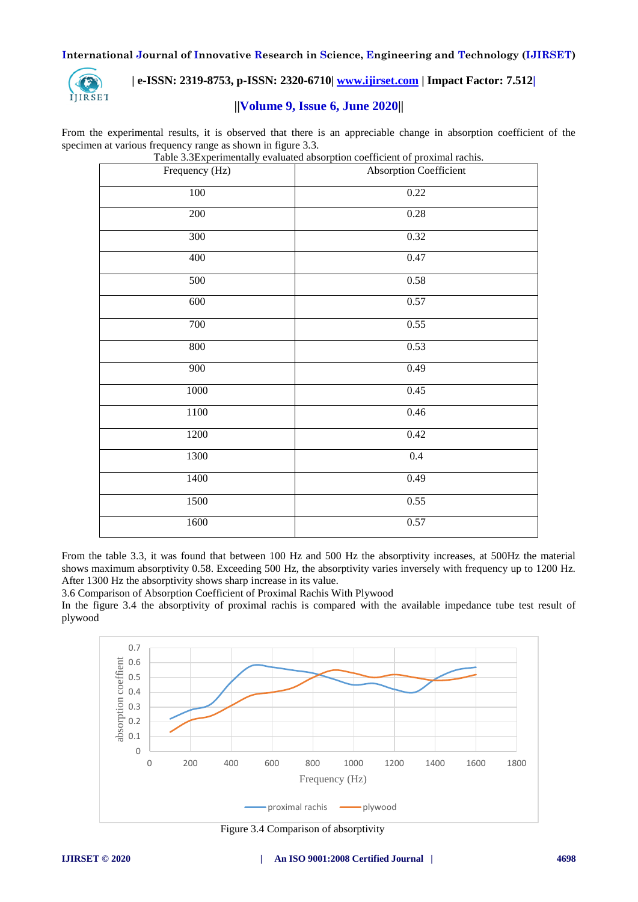From the experimental results, it is observed that there is an appreciable change in absorption coefficient of the specimen at various frequency range as shown in figure 3.3.

Table 3.3Experimentally evaluated absorption coefficient of proximal rachis.

| Frequency (Hz) | Absorption Coefficient |
|---|---|
| 100 | 0.22 |
| 200 | 0.28 |
| 300 | 0.32 |
| 400 | 0.47 |
| 500 | 0.58 |
| 600 | 0.57 |
| 700 | 0.55 |
| 800 | 0.53 |
| 900 | 0.49 |
| 1000 | 0.45 |
| 1100 | 0.46 |
| 1200 | 0.42 |
| 1300 | 0.4 |
| 1400 | 0.49 |
| 1500 | 0.55 |
| 1600 | 0.57 |

From the table 3.3, it was found that between 100 Hz and 500 Hz the absorptivity increases, at 500Hz the material shows maximum absorptivity 0.58. Exceeding 500 Hz, the absorptivity varies inversely with frequency up to 1200 Hz. After 1300 Hz the absorptivity shows sharp increase in its value.

3.6 Comparison of Absorption Coefficient of Proximal Rachis With Plywood

In the figure 3.4 the absorptivity of proximal rachis is compared with the available impedance tube test result of plywood

Figure 3.4 Comparison of absorptivity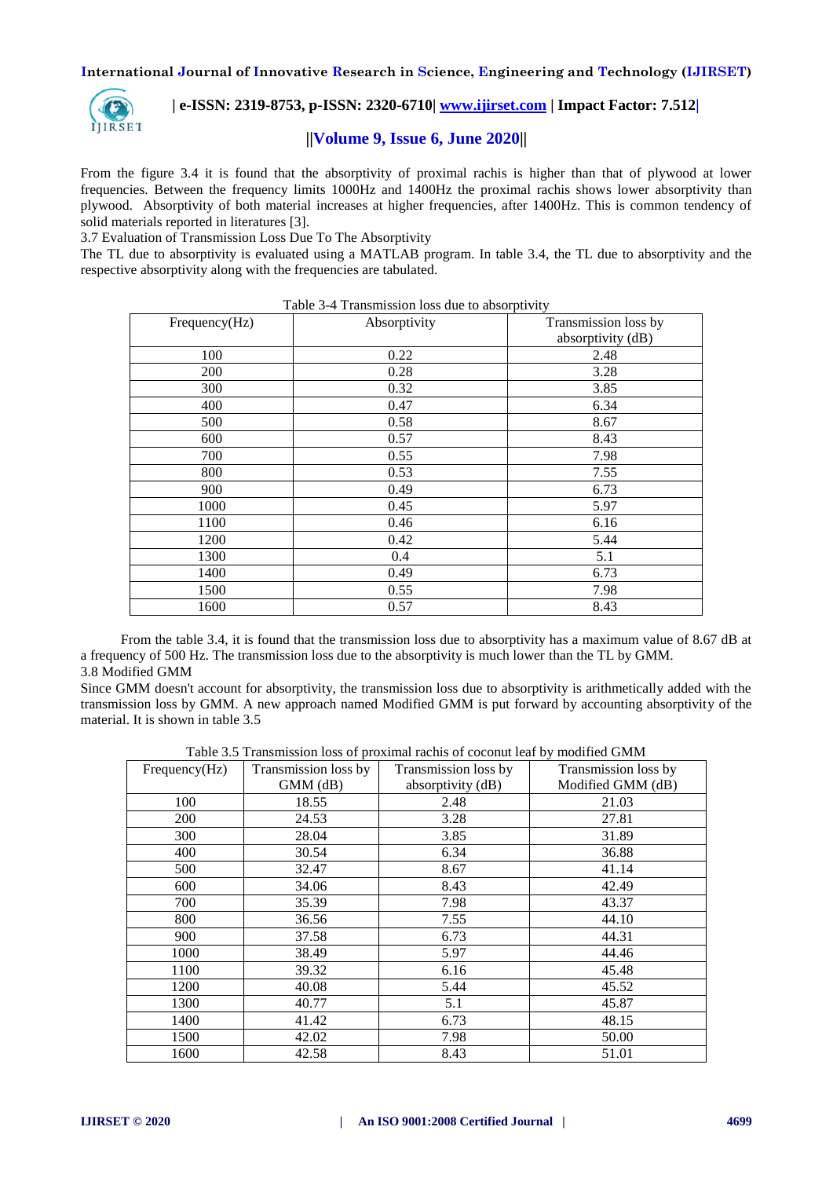From the figure 3.4 it is found that the absorptivity of proximal rachis is higher than that of plywood at lower frequencies. Between the frequency limits 1000Hz and 1400Hz the proximal rachis shows lower absorptivity than plywood. Absorptivity of both material increases at higher frequencies, after 1400Hz. This is common tendency of solid materials reported in literatures [3].

### 3.7 Evaluation of Transmission Loss Due To The Absorptivity

The TL due to absorptivity is evaluated using a MATLAB program. In table 3.4, the TL due to absorptivity and the respective absorptivity along with the frequencies are tabulated.

Table 3-4 Transmission loss due to absorptivity

| Frequency(Hz) | Absorptivity | Transmission loss by absorptivity (dB) |
|---|---|---|
| 100 | 0.22 | 2.48 |
| 200 | 0.28 | 3.28 |
| 300 | 0.32 | 3.85 |
| 400 | 0.47 | 6.34 |
| 500 | 0.58 | 8.67 |
| 600 | 0.57 | 8.43 |
| 700 | 0.55 | 7.98 |
| 800 | 0.53 | 7.55 |
| 900 | 0.49 | 6.73 |
| 1000 | 0.45 | 5.97 |
| 1100 | 0.46 | 6.16 |
| 1200 | 0.42 | 5.44 |
| 1300 | 0.4 | 5.1 |
| 1400 | 0.49 | 6.73 |
| 1500 | 0.55 | 7.98 |
| 1600 | 0.57 | 8.43 |

From the table 3.4, it is found that the transmission loss due to absorptivity has a maximum value of 8.67 dB at a frequency of 500 Hz. The transmission loss due to the absorptivity is much lower than the TL by GMM.

### 3.8 Modified GMM

Since GMM doesn't account for absorptivity, the transmission loss due to absorptivity is arithmetically added with the transmission loss by GMM. A new approach named Modified GMM is put forward by accounting absorptivity of the material. It is shown in table 3.5

Table 3.5 Transmission loss of proximal rachis of coconut leaf by modified GMM

| Frequency(Hz) | Transmission loss by GMM (dB) | Transmission loss by absorptivity (dB) | Transmission loss by Modified GMM (dB) |
|---|---|---|---|
| 100 | 18.55 | 2.48 | 21.03 |
| 200 | 24.53 | 3.28 | 27.81 |
| 300 | 28.04 | 3.85 | 31.89 |
| 400 | 30.54 | 6.34 | 36.88 |
| 500 | 32.47 | 8.67 | 41.14 |
| 600 | 34.06 | 8.43 | 42.49 |
| 700 | 35.39 | 7.98 | 43.37 |
| 800 | 36.56 | 7.55 | 44.10 |
| 900 | 37.58 | 6.73 | 44.31 |
| 1000 | 38.49 | 5.97 | 44.46 |
| 1100 | 39.32 | 6.16 | 45.48 |
| 1200 | 40.08 | 5.44 | 45.52 |
| 1300 | 40.77 | 5.1 | 45.87 |
| 1400 | 41.42 | 6.73 | 48.15 |
| 1500 | 42.02 | 7.98 | 50.00 |
| 1600 | 42.58 | 8.43 | 51.01 |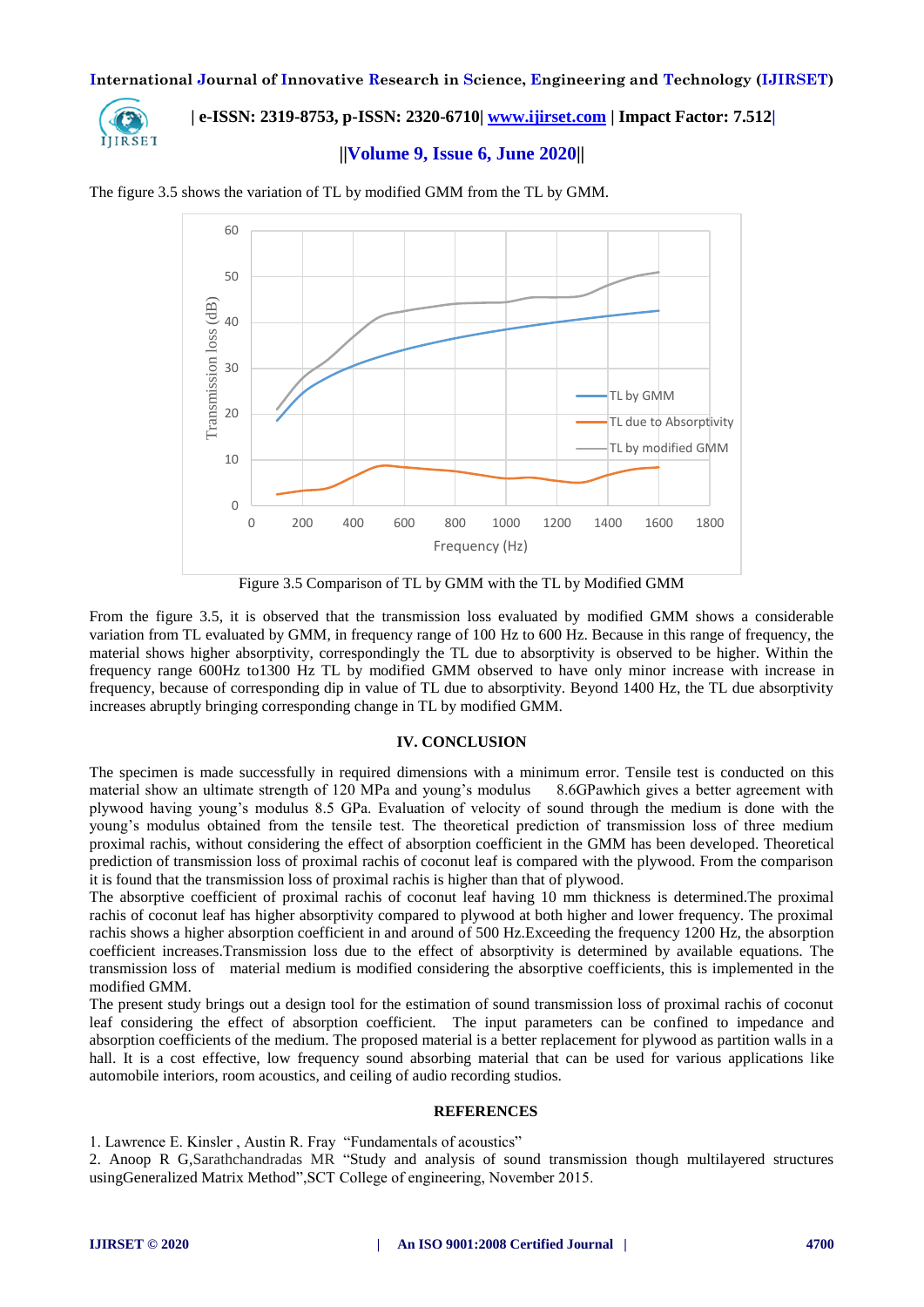The figure 3.5 shows the variation of TL by modified GMM from the TL by GMM.

Figure 3.5 Comparison of TL by GMM with the TL by Modified GMM

From the figure 3.5, it is observed that the transmission loss evaluated by modified GMM shows a considerable variation from TL evaluated by GMM, in frequency range of 100 Hz to 600 Hz. Because in this range of frequency, the material shows higher absorptivity, correspondingly the TL due to absorptivity is observed to be higher. Within the frequency range 600Hz to1300 Hz TL by modified GMM observed to have only minor increase with increase in frequency, because of corresponding dip in value of TL due to absorptivity. Beyond 1400 Hz, the TL due absorptivity increases abruptly bringing corresponding change in TL by modified GMM.

## IV. CONCLUSION

The specimen is made successfully in required dimensions with a minimum error. Tensile test is conducted on this material show an ultimate strength of 120 MPa and young's modulus 8.6GPawhich gives a better agreement with plywood having young's modulus 8.5 GPa. Evaluation of velocity of sound through the medium is done with the young's modulus obtained from the tensile test. The theoretical prediction of transmission loss of three medium proximal rachis, without considering the effect of absorption coefficient in the GMM has been developed. Theoretical prediction of transmission loss of proximal rachis of coconut leaf is compared with the plywood. From the comparison it is found that the transmission loss of proximal rachis is higher than that of plywood.

The absorptive coefficient of proximal rachis of coconut leaf having 10 mm thickness is determined.The proximal rachis of coconut leaf has higher absorptivity compared to plywood at both higher and lower frequency. The proximal rachis shows a higher absorption coefficient in and around of 500 Hz.Exceeding the frequency 1200 Hz, the absorption coefficient increases.Transmission loss due to the effect of absorptivity is determined by available equations. The transmission loss of material medium is modified considering the absorptive coefficients, this is implemented in the modified GMM.

The present study brings out a design tool for the estimation of sound transmission loss of proximal rachis of coconut leaf considering the effect of absorption coefficient. The input parameters can be confined to impedance and absorption coefficients of the medium. The proposed material is a better replacement for plywood as partition walls in a hall. It is a cost effective, low frequency sound absorbing material that can be used for various applications like automobile interiors, room acoustics, and ceiling of audio recording studios.

## REFERENCES

1. Lawrence E. Kinsler , Austin R. Fray "Fundamentals of acoustics"
2. Anoop R G,Sarathchandradas MR "Study and analysis of sound transmission though multilayered structures usingGeneralized Matrix Method",SCT College of engineering, November 2015.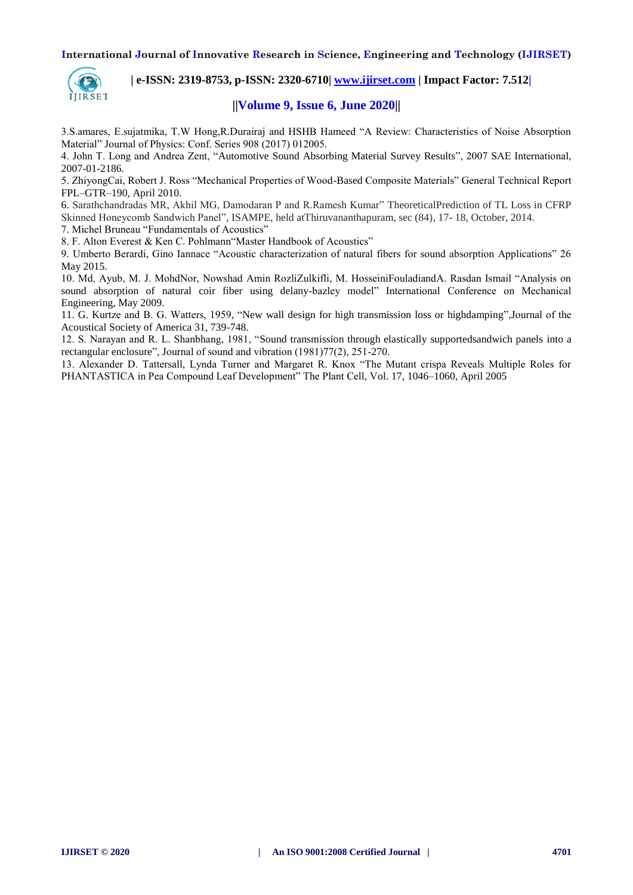3.S.amares, E.sujatmika, T.W Hong,R.Durairaj and HSHB Hameed "A Review: Characteristics of Noise Absorption Material" Journal of Physics: Conf. Series 908 (2017) 012005.

4. John T. Long and Andrea Zent, "Automotive Sound Absorbing Material Survey Results", 2007 SAE International, 2007-01-2186.

5. ZhiyongCai, Robert J. Ross "Mechanical Properties of Wood-Based Composite Materials" General Technical Report FPL–GTR–190, April 2010.

6. Sarathchandradas MR, Akhil MG, Damodaran P and R.Ramesh Kumar" TheoreticalPrediction of TL Loss in CFRP Skinned Honeycomb Sandwich Panel", ISAMPE, held atThiruvananthapuram, sec (84), 17- 18, October, 2014.

7. Michel Bruneau "Fundamentals of Acoustics"

8. F. Alton Everest & Ken C. Pohlmann"Master Handbook of Acoustics"

9. Umberto Berardi, Gino Iannace "Acoustic characterization of natural fibers for sound absorption Applications" 26 May 2015.

10. Md. Ayub, M. J. MohdNor, Nowshad Amin RozliZulkifli, M. HosseiniFouladiandA. Rasdan Ismail "Analysis on sound absorption of natural coir fiber using delany-bazley model" International Conference on Mechanical Engineering, May 2009.

11. G. Kurtze and B. G. Watters, 1959, "New wall design for high transmission loss or highdamping",Journal of the Acoustical Society of America 31, 739-748.

12. S. Narayan and R. L. Shanbhang, 1981, "Sound transmission through elastically supportedsandwich panels into a rectangular enclosure", Journal of sound and vibration (1981)77(2), 251-270.

13. Alexander D. Tattersall, Lynda Turner and Margaret R. Knox "The Mutant crispa Reveals Multiple Roles for PHANTASTICA in Pea Compound Leaf Development" The Plant Cell, Vol. 17, 1046–1060, April 2005